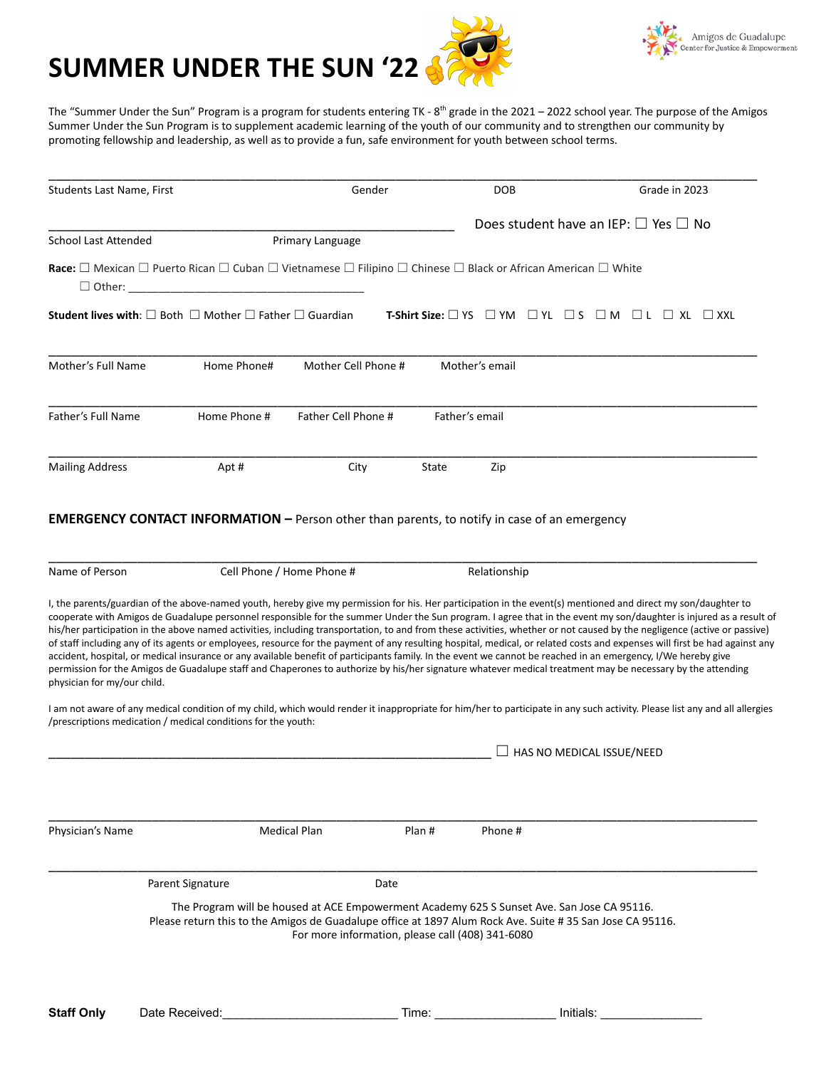# SUMMER UNDER THE SUN '22

Amigos de Guadalupe
Center for Justice & Empowerment

The "Summer Under the Sun" Program is a program for students entering TK - 8th grade in the 2021 – 2022 school year. The purpose of the Amigos Summer Under the Sun Program is to supplement academic learning of the youth of our community and to strengthen our community by promoting fellowship and leadership, as well as to provide a fun, safe environment for youth between school terms.

_______________________________________________________________________________________________

Students Last Name, First          Gender          DOB          Grade in 2023

______________________________________________________________          Does student have an IEP: ☐ Yes ☐ No

School Last Attended          Primary Language

**Race:** ☐ Mexican ☐ Puerto Rican ☐ Cuban ☐ Vietnamese ☐ Filipino ☐ Chinese ☐ Black or African American ☐ White
☐ Other: _______________________________________

**Student lives with**: ☐ Both ☐ Mother ☐ Father ☐ Guardian          **T-Shirt Size:** ☐ YS ☐ YM ☐ YL ☐ S ☐ M ☐ L ☐ XL ☐ XXL

_______________________________________________________________________________________________

Mother's Full Name          Home Phone#          Mother Cell Phone #          Mother's email

_______________________________________________________________________________________________

Father's Full Name          Home Phone #          Father Cell Phone #          Father's email

_______________________________________________________________________________________________

Mailing Address          Apt #          City          State          Zip

**EMERGENCY CONTACT INFORMATION –** Person other than parents, to notify in case of an emergency

_______________________________________________________________________________________________

Name of Person          Cell Phone / Home Phone #          Relationship

I, the parents/guardian of the above-named youth, hereby give my permission for his. Her participation in the event(s) mentioned and direct my son/daughter to cooperate with Amigos de Guadalupe personnel responsible for the summer Under the Sun program. I agree that in the event my son/daughter is injured as a result of his/her participation in the above named activities, including transportation, to and from these activities, whether or not caused by the negligence (active or passive) of staff including any of its agents or employees, resource for the payment of any resulting hospital, medical, or related costs and expenses will first be had against any accident, hospital, or medical insurance or any available benefit of participants family. In the event we cannot be reached in an emergency, I/We hereby give permission for the Amigos de Guadalupe staff and Chaperones to authorize by his/her signature whatever medical treatment may be necessary by the attending physician for my/our child.

I am not aware of any medical condition of my child, which would render it inappropriate for him/her to participate in any such activity. Please list any and all allergies /prescriptions medication / medical conditions for the youth:

_________________________________________________________________________ ☐ HAS NO MEDICAL ISSUE/NEED

_______________________________________________________________________________________________

Physician's Name          Medical Plan          Plan #          Phone #

_______________________________________________________________________________________________

Parent Signature          Date

The Program will be housed at ACE Empowerment Academy 625 S Sunset Ave. San Jose CA 95116.
Please return this to the Amigos de Guadalupe office at 1897 Alum Rock Ave. Suite # 35 San Jose CA 95116.
For more information, please call (408) 341-6080

**Staff Only**          Date Received:__________________________ Time: __________________ Initials: _______________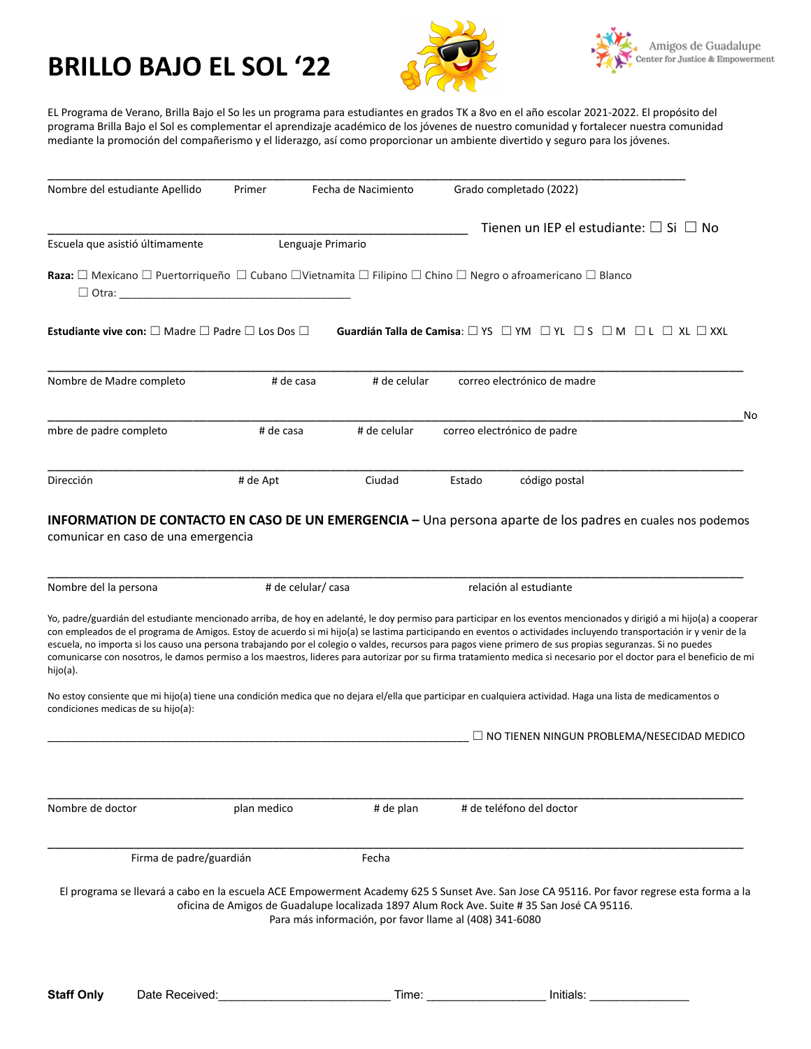# BRILLO BAJO EL SOL '22

Amigos de Guadalupe
Center for Justice & Empowerment

EL Programa de Verano, Brilla Bajo el So les un programa para estudiantes en grados TK a 8vo en el año escolar 2021-2022. El propósito del programa Brilla Bajo el Sol es complementar el aprendizaje académico de los jóvenes de nuestro comunidad y fortalecer nuestra comunidad mediante la promoción del compañerismo y el liderazgo, así como proporcionar un ambiente divertido y seguro para los jóvenes.

\_\_\_\_\_\_\_\_\_\_\_\_\_\_\_\_\_\_\_\_\_\_\_\_\_\_\_\_\_\_\_\_\_\_\_\_\_\_\_\_\_\_\_\_\_\_\_\_\_\_\_\_\_\_\_\_\_\_\_\_\_\_\_\_\_\_\_\_\_\_\_\_\_\_\_\_\_\_\_\_\_\_

Nombre del estudiante Apellido    Primer    Fecha de Nacimiento    Grado completado (2022)

\_\_\_\_\_\_\_\_\_\_\_\_\_\_\_\_\_\_\_\_\_\_\_\_\_\_\_\_\_\_\_\_\_\_\_\_\_\_\_\_\_\_\_\_\_\_\_\_\_\_\_\_\_\_\_\_\_\_\_\_\_ Tienen un IEP el estudiante: ☐ Si ☐ No

Escuela que asistió últimamente    Lenguaje Primario

**Raza:** ☐ Mexicano ☐ Puertorriqueño ☐ Cubano ☐Vietnamita ☐ Filipino ☐ Chino ☐ Negro o afroamericano ☐ Blanco
☐ Otra: \_\_\_\_\_\_\_\_\_\_\_\_\_\_\_\_\_\_\_\_\_\_\_\_\_\_\_\_\_\_\_\_\_\_\_\_\_\_\_\_

**Estudiante vive con:** ☐ Madre ☐ Padre ☐ Los Dos ☐    **Guardián Talla de Camisa**: ☐ YS ☐ YM ☐ YL ☐ S ☐ M ☐ L ☐ XL ☐ XXL

\_\_\_\_\_\_\_\_\_\_\_\_\_\_\_\_\_\_\_\_\_\_\_\_\_\_\_\_\_\_\_\_\_\_\_\_\_\_\_\_\_\_\_\_\_\_\_\_\_\_\_\_\_\_\_\_\_\_\_\_\_\_\_\_\_\_\_\_\_\_\_\_\_\_\_\_\_\_\_\_\_\_\_\_\_\_\_

Nombre de Madre completo    # de casa    # de celular    correo electrónico de madre

\_\_\_\_\_\_\_\_\_\_\_\_\_\_\_\_\_\_\_\_\_\_\_\_\_\_\_\_\_\_\_\_\_\_\_\_\_\_\_\_\_\_\_\_\_\_\_\_\_\_\_\_\_\_\_\_\_\_\_\_\_\_\_\_\_\_\_\_\_\_\_\_\_\_\_\_\_\_\_\_\_\_\_\_\_\_\_No

mbre de padre completo    # de casa    # de celular    correo electrónico de padre

\_\_\_\_\_\_\_\_\_\_\_\_\_\_\_\_\_\_\_\_\_\_\_\_\_\_\_\_\_\_\_\_\_\_\_\_\_\_\_\_\_\_\_\_\_\_\_\_\_\_\_\_\_\_\_\_\_\_\_\_\_\_\_\_\_\_\_\_\_\_\_\_\_\_\_\_\_\_\_\_\_\_\_\_\_\_\_

Dirección    # de Apt    Ciudad    Estado    código postal

**INFORMATION DE CONTACTO EN CASO DE UN EMERGENCIA –** Una persona aparte de los padres en cuales nos podemos comunicar en caso de una emergencia

\_\_\_\_\_\_\_\_\_\_\_\_\_\_\_\_\_\_\_\_\_\_\_\_\_\_\_\_\_\_\_\_\_\_\_\_\_\_\_\_\_\_\_\_\_\_\_\_\_\_\_\_\_\_\_\_\_\_\_\_\_\_\_\_\_\_\_\_\_\_\_\_\_\_\_\_\_\_\_\_\_\_\_\_\_\_\_

Nombre del la persona    # de celular/ casa    relación al estudiante

Yo, padre/guardián del estudiante mencionado arriba, de hoy en adelanté, le doy permiso para participar en los eventos mencionados y dirigió a mi hijo(a) a cooperar con empleados de el programa de Amigos. Estoy de acuerdo si mi hijo(a) se lastima participando en eventos o actividades incluyendo transportación ir y venir de la escuela, no importa si los causo una persona trabajando por el colegio o valdes, recursos para pagos viene primero de sus propias seguranzas. Si no puedes comunicarse con nosotros, le damos permiso a los maestros, lideres para autorizar por su firma tratamiento medica si necesario por el doctor para el beneficio de mi hijo(a).

No estoy consiente que mi hijo(a) tiene una condición medica que no dejara el/ella que participar en cualquiera actividad. Haga una lista de medicamentos o condiciones medicas de su hijo(a):

\_\_\_\_\_\_\_\_\_\_\_\_\_\_\_\_\_\_\_\_\_\_\_\_\_\_\_\_\_\_\_\_\_\_\_\_\_\_\_\_\_\_\_\_\_\_\_\_\_\_\_\_\_\_\_\_\_\_\_\_\_\_\_\_\_ ☐ NO TIENEN NINGUN PROBLEMA/NESECIDAD MEDICO

\_\_\_\_\_\_\_\_\_\_\_\_\_\_\_\_\_\_\_\_\_\_\_\_\_\_\_\_\_\_\_\_\_\_\_\_\_\_\_\_\_\_\_\_\_\_\_\_\_\_\_\_\_\_\_\_\_\_\_\_\_\_\_\_\_\_\_\_\_\_\_\_\_\_\_\_\_\_\_\_\_\_\_\_\_\_\_

Nombre de doctor    plan medico    # de plan    # de teléfono del doctor

\_\_\_\_\_\_\_\_\_\_\_\_\_\_\_\_\_\_\_\_\_\_\_\_\_\_\_\_\_\_\_\_\_\_\_\_\_\_\_\_\_\_\_\_\_\_\_\_\_\_\_\_\_\_\_\_\_\_\_\_\_\_\_\_\_\_\_\_\_\_\_\_\_\_\_\_\_\_\_\_\_\_\_\_\_\_\_

Firma de padre/guardián    Fecha

El programa se llevará a cabo en la escuela ACE Empowerment Academy 625 S Sunset Ave. San Jose CA 95116. Por favor regrese esta forma a la oficina de Amigos de Guadalupe localizada 1897 Alum Rock Ave. Suite # 35 San José CA 95116.
Para más información, por favor llame al (408) 341-6080

**Staff Only**    Date Received:\_\_\_\_\_\_\_\_\_\_\_\_\_\_\_\_\_\_\_\_\_\_\_\_\_\_ Time: \_\_\_\_\_\_\_\_\_\_\_\_\_\_\_\_\_\_ Initials: \_\_\_\_\_\_\_\_\_\_\_\_\_\_\_